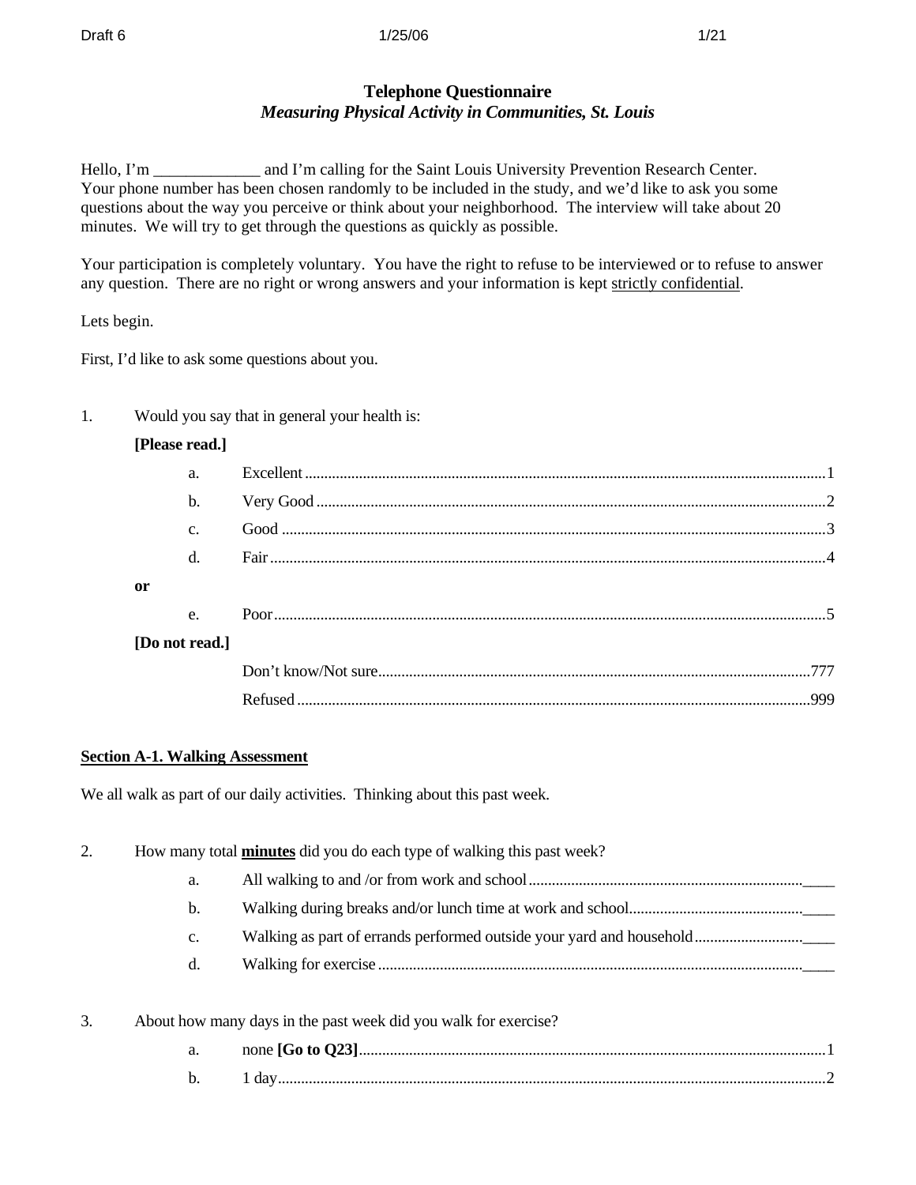# Telephone Questionnaire

## *Measuring Physical Activity in Communities, St. Louis*

Hello, I'm _____________ and I'm calling for the Saint Louis University Prevention Research Center. Your phone number has been chosen randomly to be included in the study, and we'd like to ask you some questions about the way you perceive or think about your neighborhood. The interview will take about 20 minutes. We will try to get through the questions as quickly as possible.

Your participation is completely voluntary. You have the right to refuse to be interviewed or to refuse to answer any question. There are no right or wrong answers and your information is kept strictly confidential.

Lets begin.

First, I'd like to ask some questions about you.

1. Would you say that in general your health is:

   **[Please read.]**

   a. Excellent ........ 1
   b. Very Good ........ 2
   c. Good ........ 3
   d. Fair ........ 4

   **or**

   e. Poor ........ 5

   **[Do not read.]**

   Don't know/Not sure ........ 777
   Refused ........ 999

**Section A-1. Walking Assessment**

We all walk as part of our daily activities. Thinking about this past week.

2. How many total **minutes** did you do each type of walking this past week?

   a. All walking to and /or from work and school ........ ____
   b. Walking during breaks and/or lunch time at work and school ........ ____
   c. Walking as part of errands performed outside your yard and household ........ ____
   d. Walking for exercise ........ ____

3. About how many days in the past week did you walk for exercise?

   a. none **[Go to Q23]** ........ 1
   b. 1 day ........ 2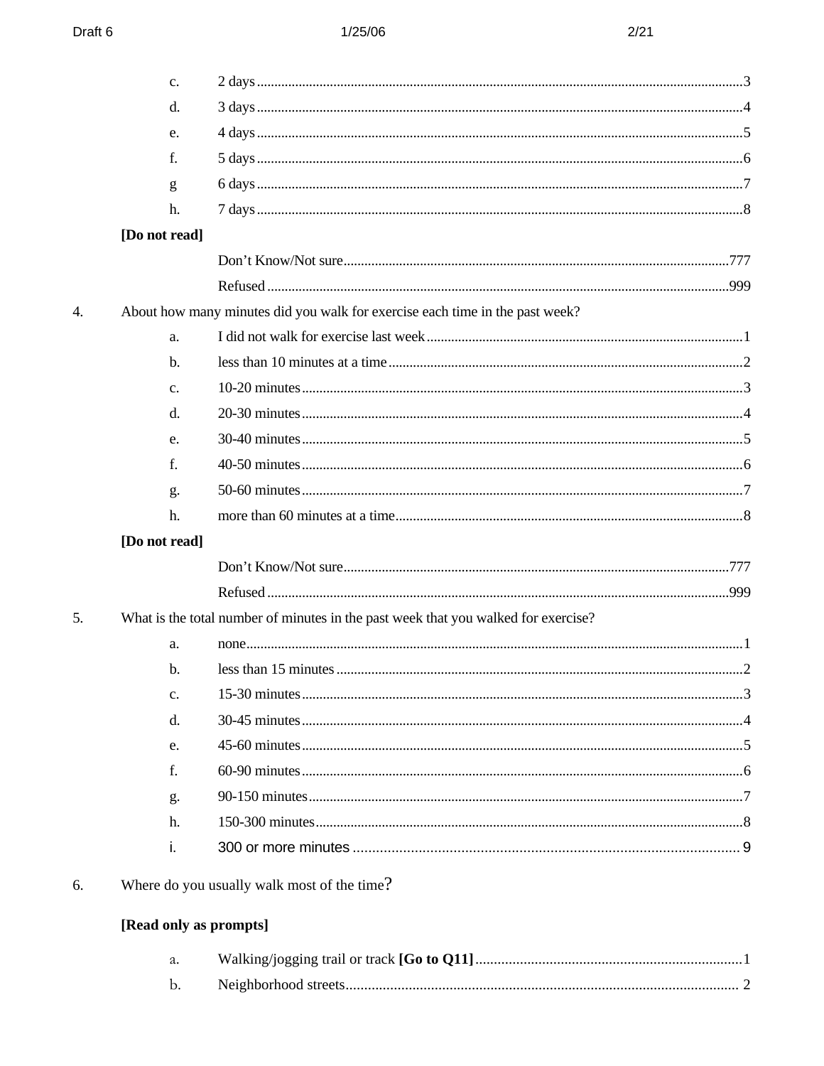c. 2 days ........................................................................................................ 3

d. 3 days ........................................................................................................ 4

e. 4 days ........................................................................................................ 5

f. 5 days ........................................................................................................ 6

g 6 days ........................................................................................................ 7

h. 7 days ........................................................................................................ 8

**[Do not read]**

Don't Know/Not sure ........................................................................................ 777

Refused ........................................................................................................ 999

4. About how many minutes did you walk for exercise each time in the past week?

a. I did not walk for exercise last week ............................................................ 1

b. less than 10 minutes at a time ..................................................................... 2

c. 10-20 minutes ............................................................................................. 3

d. 20-30 minutes ............................................................................................. 4

e. 30-40 minutes ............................................................................................. 5

f. 40-50 minutes ............................................................................................. 6

g. 50-60 minutes ............................................................................................. 7

h. more than 60 minutes at a time ................................................................... 8

**[Do not read]**

Don't Know/Not sure ........................................................................................ 777

Refused ........................................................................................................ 999

5. What is the total number of minutes in the past week that you walked for exercise?

a. none ........................................................................................................... 1

b. less than 15 minutes .................................................................................... 2

c. 15-30 minutes ............................................................................................. 3

d. 30-45 minutes ............................................................................................. 4

e. 45-60 minutes ............................................................................................. 5

f. 60-90 minutes ............................................................................................. 6

g. 90-150 minutes ........................................................................................... 7

h. 150-300 minutes ......................................................................................... 8

i. 300 or more minutes .................................................................................... 9

6. Where do you usually walk most of the time?

**[Read only as prompts]**

a. Walking/jogging trail or track **[Go to Q11]** ................................................ 1

b. Neighborhood streets ................................................................................... 2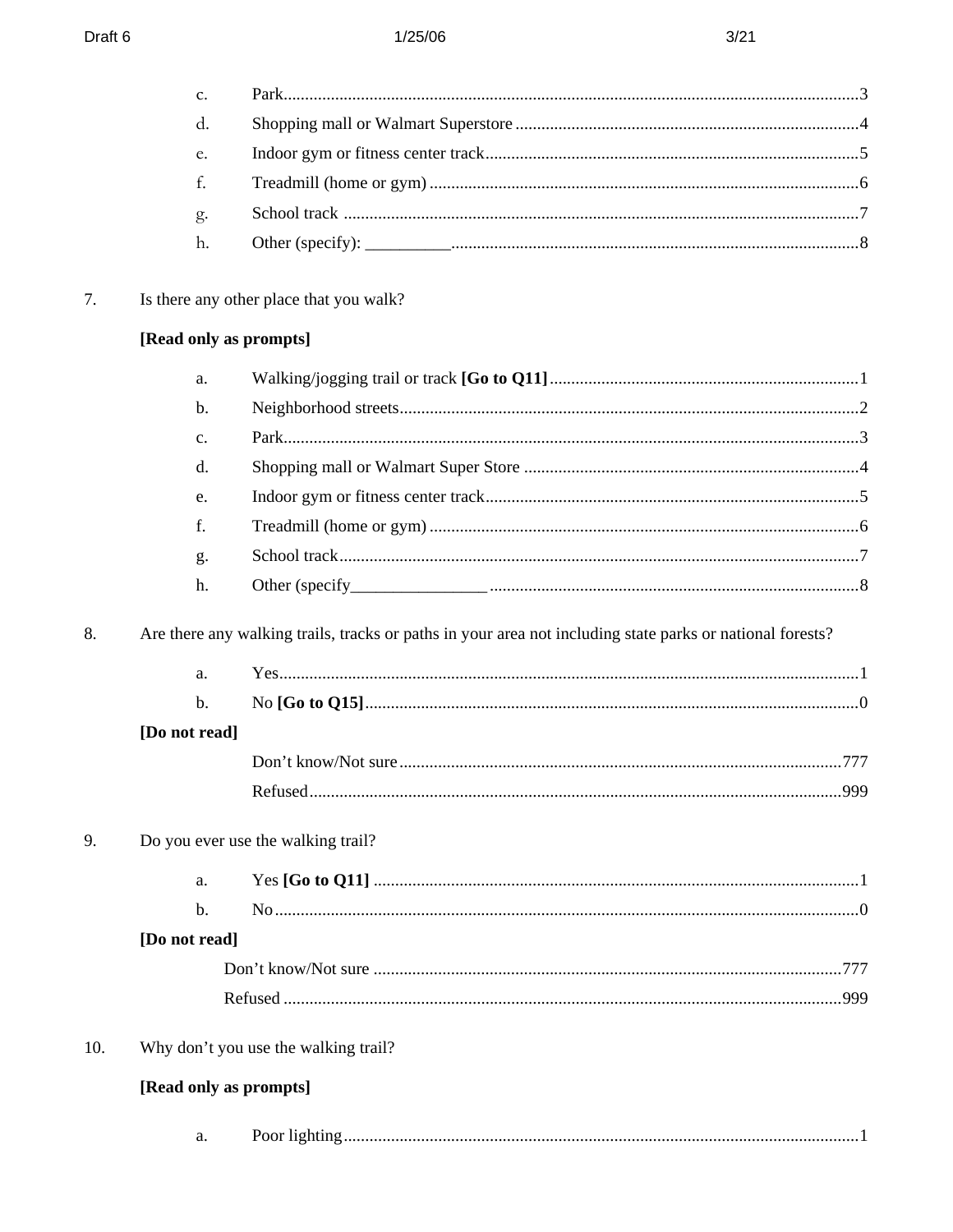c. Park ....................................................................................................................................3
d. Shopping mall or Walmart Superstore ...............................................................................4
e. Indoor gym or fitness center track......................................................................................5
f. Treadmill (home or gym) ...................................................................................................6
g. School track .......................................................................................................................7
h. Other (specify): __________..............................................................................................8

7. Is there any other place that you walk?

**[Read only as prompts]**

a. Walking/jogging trail or track **[Go to Q11]**.......................................................................1
b. Neighborhood streets..........................................................................................................2
c. Park....................................................................................................................................3
d. Shopping mall or Walmart Super Store .............................................................................4
e. Indoor gym or fitness center track......................................................................................5
f. Treadmill (home or gym) ...................................................................................................6
g. School track........................................................................................................................7
h. Other (specify________________ .....................................................................................8

8. Are there any walking trails, tracks or paths in your area not including state parks or national forests?

a. Yes......................................................................................................................................1
b. No **[Go to Q15]**.................................................................................................................0

**[Do not read]**

Don't know/Not sure.......................................................................................................777
Refused...........................................................................................................................999

9. Do you ever use the walking trail?

a. Yes **[Go to Q11]** ................................................................................................................1
b. No......................................................................................................................................0

**[Do not read]**

Don't know/Not sure ............................................................................................................777
Refused ................................................................................................................................999

10. Why don't you use the walking trail?

**[Read only as prompts]**

a. Poor lighting.......................................................................................................................1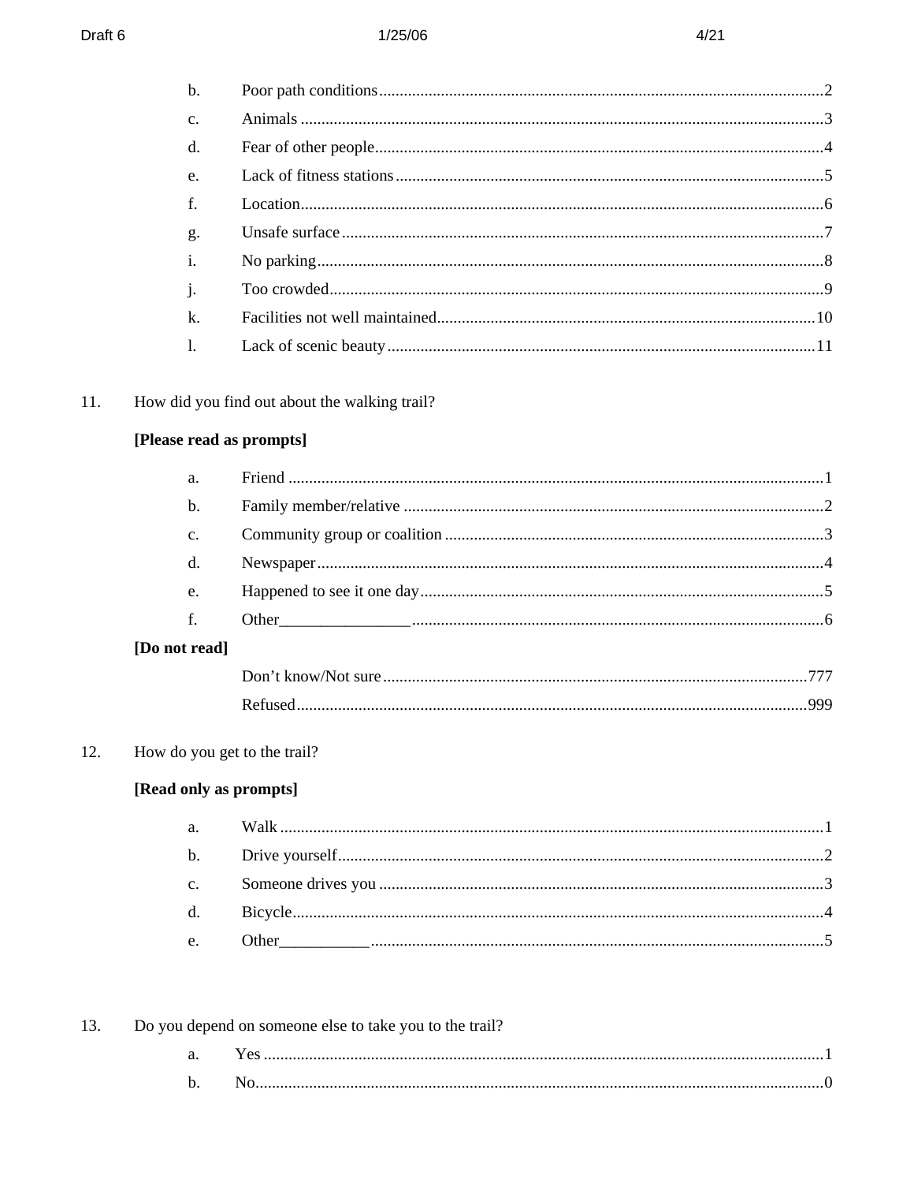b. Poor path conditions....................................2
c. Animals....................................3
d. Fear of other people....................................4
e. Lack of fitness stations....................................5
f. Location....................................6
g. Unsafe surface....................................7
i. No parking....................................8
j. Too crowded....................................9
k. Facilities not well maintained....................................10
l. Lack of scenic beauty....................................11

11. How did you find out about the walking trail?

**[Please read as prompts]**

a. Friend....................................1
b. Family member/relative....................................2
c. Community group or coalition....................................3
d. Newspaper....................................4
e. Happened to see it one day....................................5
f. Other________________....................................6

**[Do not read]**

Don't know/Not sure....................................777
Refused....................................999

12. How do you get to the trail?

**[Read only as prompts]**

a. Walk....................................1
b. Drive yourself....................................2
c. Someone drives you....................................3
d. Bicycle....................................4
e. Other___________....................................5

13. Do you depend on someone else to take you to the trail?

a. Yes....................................1
b. No....................................0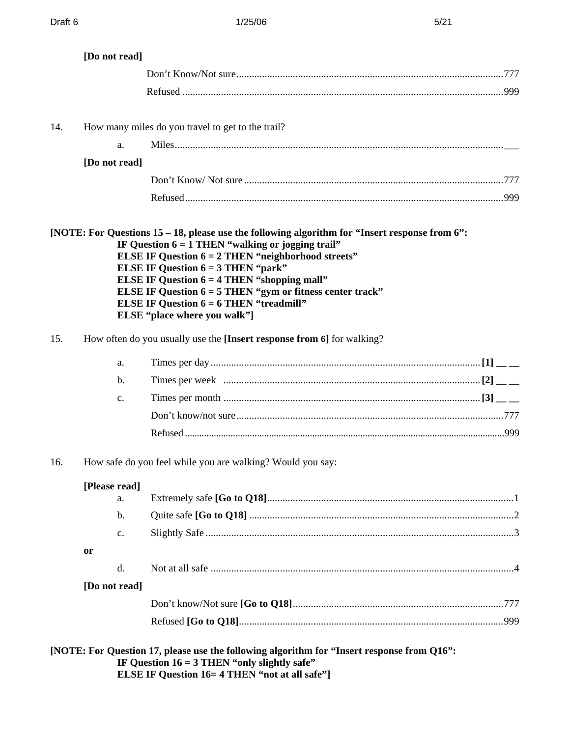**[Do not read]**

Don't Know/Not sure....................................................................................................777

Refused ..........................................................................................................................999

14. How many miles do you travel to get to the trail?

a. Miles.............................................................................................................................___

**[Do not read]**

Don't Know/ Not sure ....................................................................................................777

Refused...........................................................................................................................999

**[NOTE: For Questions 15 – 18, please use the following algorithm for "Insert response from 6":**
**IF Question 6 = 1 THEN "walking or jogging trail"**
**ELSE IF Question 6 = 2 THEN "neighborhood streets"**
**ELSE IF Question 6 = 3 THEN "park"**
**ELSE IF Question 6 = 4 THEN "shopping mall"**
**ELSE IF Question 6 = 5 THEN "gym or fitness center track"**
**ELSE IF Question 6 = 6 THEN "treadmill"**
**ELSE "place where you walk"]**

15. How often do you usually use the **[Insert response from 6]** for walking?

a. Times per day........................................................................................................**[1] __ __**

b. Times per week ..................................................................................................**[2] __ __**

c. Times per month ..................................................................................................**[3] __ __**

Don't know/not sure........................................................................................................777

Refused...............................................................................................................................999

16. How safe do you feel while you are walking? Would you say:

**[Please read]**

a. Extremely safe **[Go to Q18]**...............................................................................................1

b. Quite safe **[Go to Q18]** ......................................................................................................2

c. Slightly Safe .......................................................................................................................3

**or**

d. Not at all safe .....................................................................................................................4

**[Do not read]**

Don't know/Not sure **[Go to Q18]**.................................................................................777

Refused **[Go to Q18]**......................................................................................................999

**[NOTE: For Question 17, please use the following algorithm for "Insert response from Q16":**
**IF Question 16 = 3 THEN "only slightly safe"**
**ELSE IF Question 16= 4 THEN "not at all safe"]**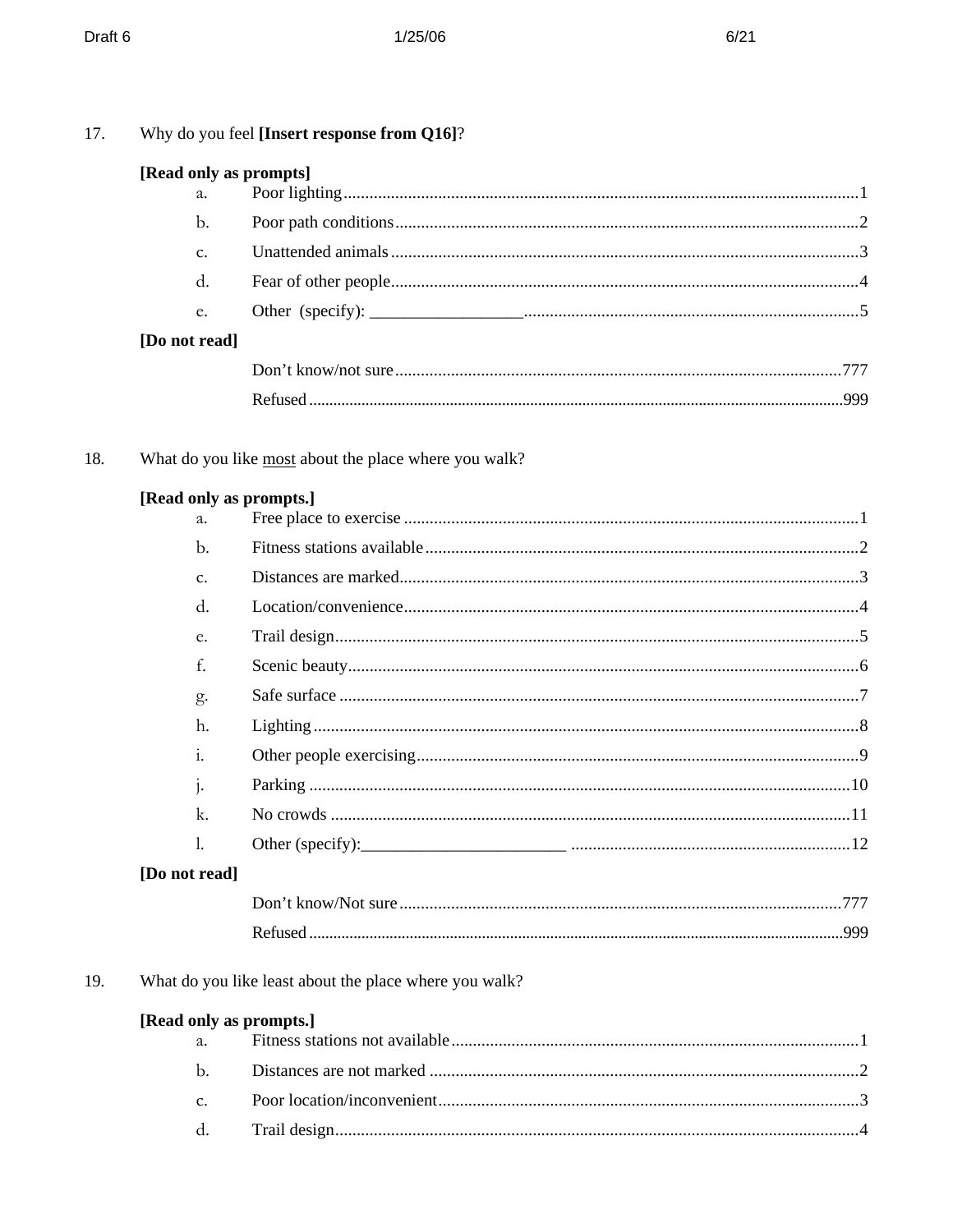17. Why do you feel **[Insert response from Q16]**?

**[Read only as prompts]**

| | | |
|---|---|---|
| a. | Poor lighting | 1 |
| b. | Poor path conditions | 2 |
| c. | Unattended animals | 3 |
| d. | Fear of other people | 4 |
| e. | Other (specify): __________________ | 5 |

**[Do not read]**

| | |
|---|---|
| Don't know/not sure | 777 |
| Refused | 999 |

18. What do you like <u>most</u> about the place where you walk?

**[Read only as prompts.]**

| | | |
|---|---|---|
| a. | Free place to exercise | 1 |
| b. | Fitness stations available | 2 |
| c. | Distances are marked | 3 |
| d. | Location/convenience | 4 |
| e. | Trail design | 5 |
| f. | Scenic beauty | 6 |
| g. | Safe surface | 7 |
| h. | Lighting | 8 |
| i. | Other people exercising | 9 |
| j. | Parking | 10 |
| k. | No crowds | 11 |
| l. | Other (specify):________________________ | 12 |

**[Do not read]**

| | |
|---|---|
| Don't know/Not sure | 777 |
| Refused | 999 |

19. What do you like least about the place where you walk?

**[Read only as prompts.]**

| | | |
|---|---|---|
| a. | Fitness stations not available | 1 |
| b. | Distances are not marked | 2 |
| c. | Poor location/inconvenient | 3 |
| d. | Trail design | 4 |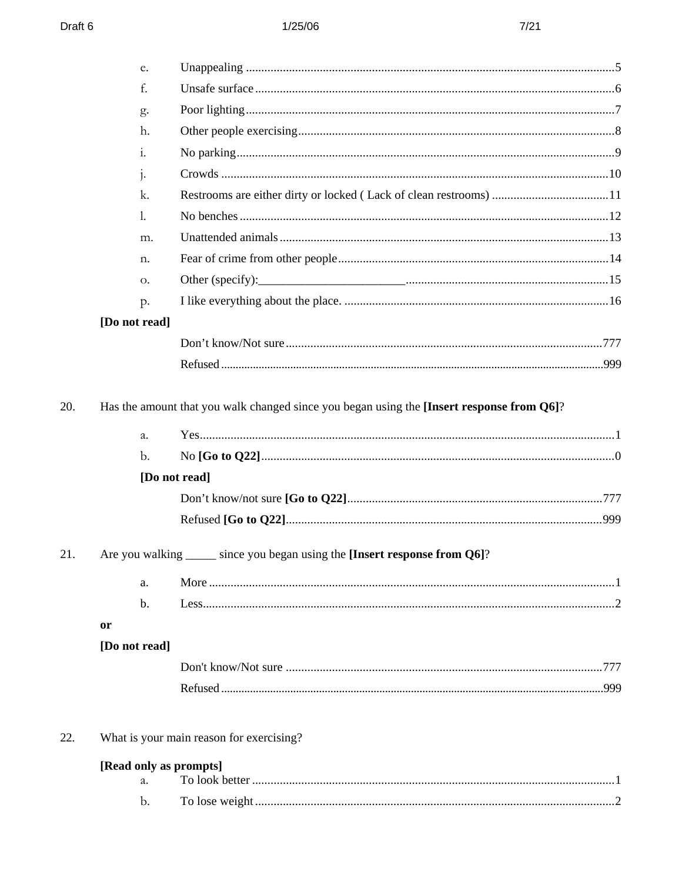e. Unappealing ........................................................................................................5
f. Unsafe surface ....................................................................................................6
g. Poor lighting........................................................................................................7
h. Other people exercising.......................................................................................8
i. No parking...........................................................................................................9
j. Crowds ..............................................................................................................10
k. Restrooms are either dirty or locked ( Lack of clean restrooms) .......................................11
l. No benches ........................................................................................................12
m. Unattended animals ..........................................................................................13
n. Fear of crime from other people........................................................................14
o. Other (specify):_________________________..................................................15
p. I like everything about the place. .......................................................................16

**[Do not read]**

Don't know/Not sure ........................................................................................777
Refused ............................................................................................................999

20. Has the amount that you walk changed since you began using the **[Insert response from Q6]**?

a. Yes.......................................................................................................................1
b. No **[Go to Q22]**...................................................................................................0

**[Do not read]**

Don't know/not sure **[Go to Q22]**.....................................................................777
Refused **[Go to Q22]**.........................................................................................999

21. Are you walking _____ since you began using the **[Insert response from Q6]**?

a. More ....................................................................................................................1
b. Less......................................................................................................................2

**or**

**[Do not read]**

Don't know/Not sure .......................................................................................777
Refused ............................................................................................................999

22. What is your main reason for exercising?

**[Read only as prompts]**

a. To look better .......................................................................................................1
b. To lose weight .....................................................................................................2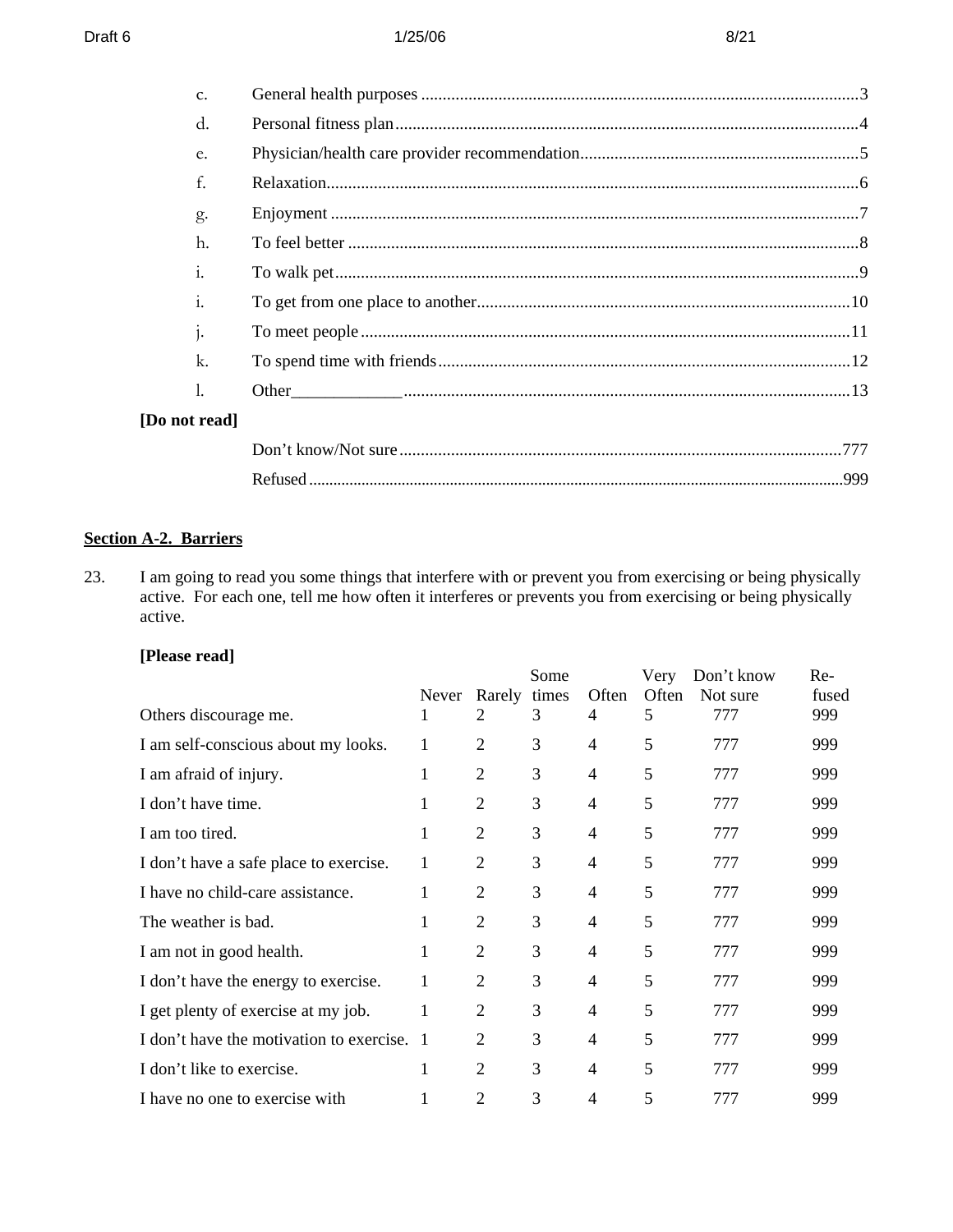c. General health purposes ....................................................3
d. Personal fitness plan ....................................................4
e. Physician/health care provider recommendation ....................................................5
f. Relaxation ....................................................6
g. Enjoyment ....................................................7
h. To feel better ....................................................8
i. To walk pet ....................................................9
i. To get from one place to another ....................................................10
j. To meet people ....................................................11
k. To spend time with friends ....................................................12
l. Other_____________ ....................................................13

**[Do not read]**

Don't know/Not sure ....................................................777
Refused ....................................................999

**Section A-2. Barriers**

23. I am going to read you some things that interfere with or prevent you from exercising or being physically active. For each one, tell me how often it interferes or prevents you from exercising or being physically active.

**[Please read]**

| | Never | Rarely | Some times | Often | Very Often | Don't know Not sure | Re-fused |
|---|---|---|---|---|---|---|---|
| Others discourage me. | 1 | 2 | 3 | 4 | 5 | 777 | 999 |
| I am self-conscious about my looks. | 1 | 2 | 3 | 4 | 5 | 777 | 999 |
| I am afraid of injury. | 1 | 2 | 3 | 4 | 5 | 777 | 999 |
| I don't have time. | 1 | 2 | 3 | 4 | 5 | 777 | 999 |
| I am too tired. | 1 | 2 | 3 | 4 | 5 | 777 | 999 |
| I don't have a safe place to exercise. | 1 | 2 | 3 | 4 | 5 | 777 | 999 |
| I have no child-care assistance. | 1 | 2 | 3 | 4 | 5 | 777 | 999 |
| The weather is bad. | 1 | 2 | 3 | 4 | 5 | 777 | 999 |
| I am not in good health. | 1 | 2 | 3 | 4 | 5 | 777 | 999 |
| I don't have the energy to exercise. | 1 | 2 | 3 | 4 | 5 | 777 | 999 |
| I get plenty of exercise at my job. | 1 | 2 | 3 | 4 | 5 | 777 | 999 |
| I don't have the motivation to exercise. | 1 | 2 | 3 | 4 | 5 | 777 | 999 |
| I don't like to exercise. | 1 | 2 | 3 | 4 | 5 | 777 | 999 |
| I have no one to exercise with | 1 | 2 | 3 | 4 | 5 | 777 | 999 |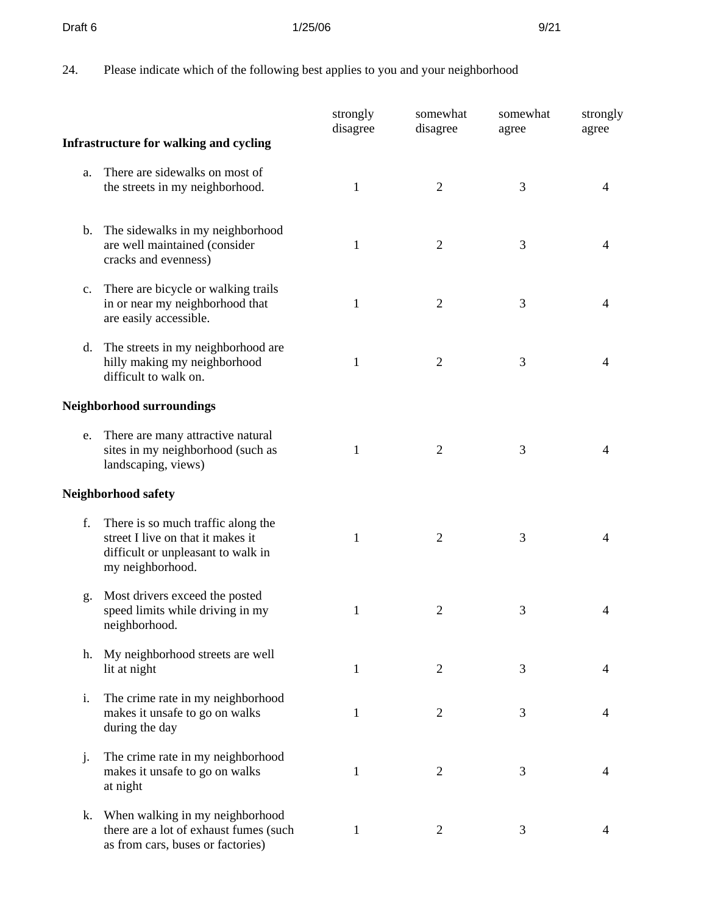24. Please indicate which of the following best applies to you and your neighborhood

| | strongly disagree | somewhat disagree | somewhat agree | strongly agree |
|---|---|---|---|---|
| **Infrastructure for walking and cycling** | | | | |
| a. There are sidewalks on most of the streets in my neighborhood. | 1 | 2 | 3 | 4 |
| b. The sidewalks in my neighborhood are well maintained (consider cracks and evenness) | 1 | 2 | 3 | 4 |
| c. There are bicycle or walking trails in or near my neighborhood that are easily accessible. | 1 | 2 | 3 | 4 |
| d. The streets in my neighborhood are hilly making my neighborhood difficult to walk on. | 1 | 2 | 3 | 4 |
| **Neighborhood surroundings** | | | | |
| e. There are many attractive natural sites in my neighborhood (such as landscaping, views) | 1 | 2 | 3 | 4 |
| **Neighborhood safety** | | | | |
| f. There is so much traffic along the street I live on that it makes it difficult or unpleasant to walk in my neighborhood. | 1 | 2 | 3 | 4 |
| g. Most drivers exceed the posted speed limits while driving in my neighborhood. | 1 | 2 | 3 | 4 |
| h. My neighborhood streets are well lit at night | 1 | 2 | 3 | 4 |
| i. The crime rate in my neighborhood makes it unsafe to go on walks during the day | 1 | 2 | 3 | 4 |
| j. The crime rate in my neighborhood makes it unsafe to go on walks at night | 1 | 2 | 3 | 4 |
| k. When walking in my neighborhood there are a lot of exhaust fumes (such as from cars, buses or factories) | 1 | 2 | 3 | 4 |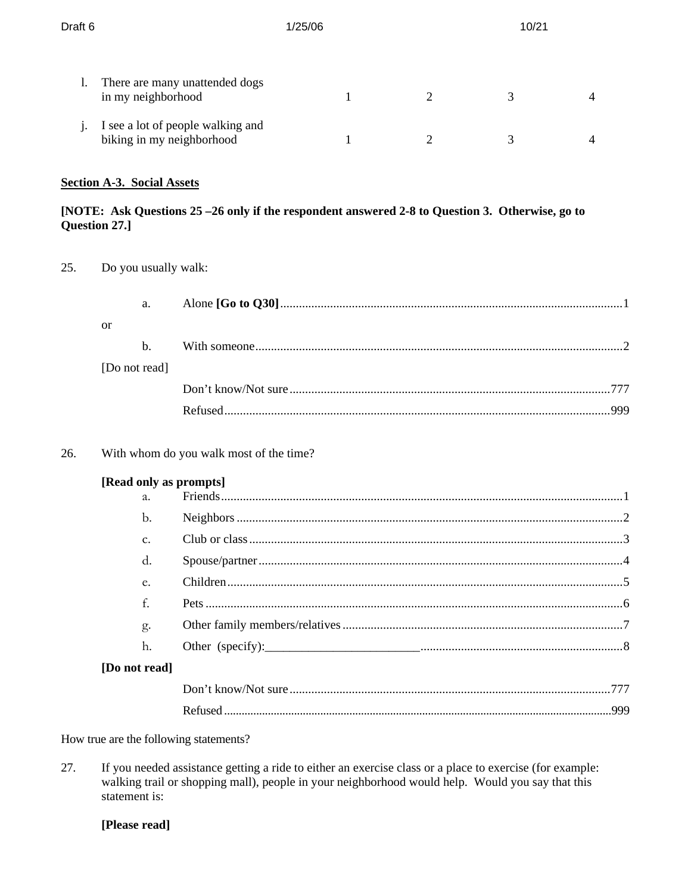| | | | | |
|---|---|---|---|---|
| l. There are many unattended dogs in my neighborhood | 1 | 2 | 3 | 4 |
| j. I see a lot of people walking and biking in my neighborhood | 1 | 2 | 3 | 4 |

**Section A-3. Social Assets**

**[NOTE: Ask Questions 25 –26 only if the respondent answered 2-8 to Question 3. Otherwise, go to Question 27.]**

25. Do you usually walk:

a. Alone **[Go to Q30]**............1

or

b. With someone............2

[Do not read]

Don't know/Not sure............777

Refused............999

26. With whom do you walk most of the time?

**[Read only as prompts]**

a. Friends............1

b. Neighbors............2

c. Club or class............3

d. Spouse/partner............4

e. Children............5

f. Pets............6

g. Other family members/relatives............7

h. Other (specify):_________________________............8

**[Do not read]**

Don't know/Not sure............777

Refused............999

How true are the following statements?

27. If you needed assistance getting a ride to either an exercise class or a place to exercise (for example: walking trail or shopping mall), people in your neighborhood would help. Would you say that this statement is:

**[Please read]**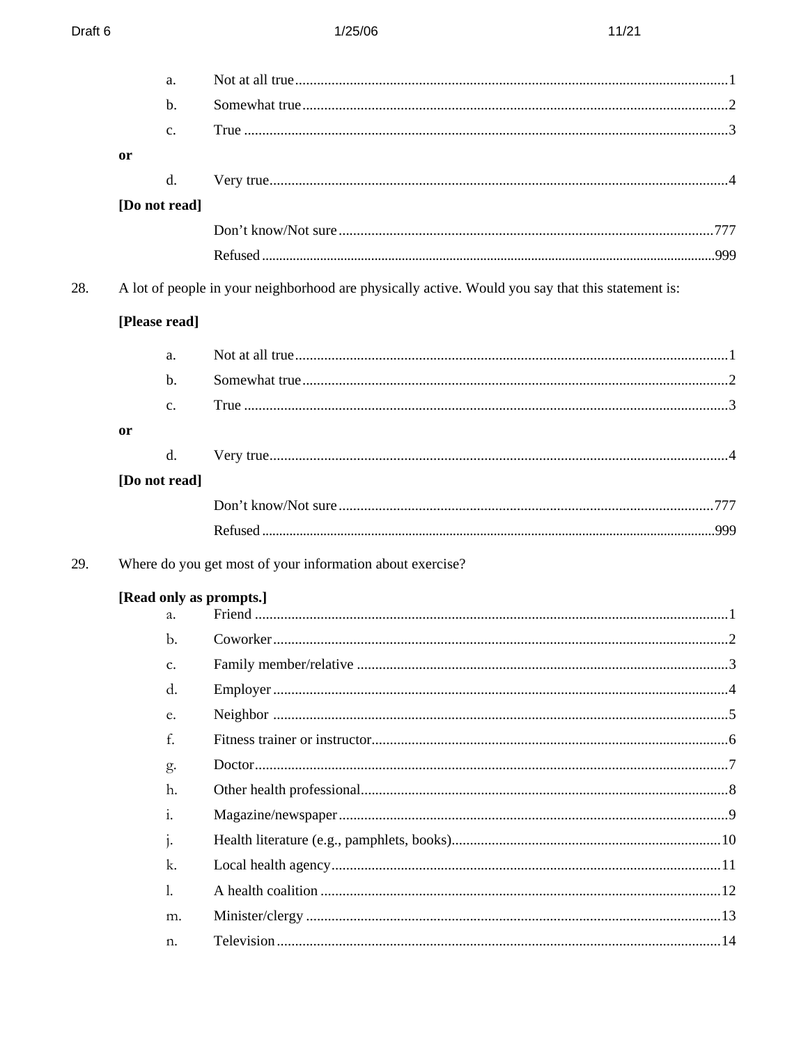a. Not at all true.......................................................................................................1
b. Somewhat true.....................................................................................................2
c. True .....................................................................................................................3

**or**

d. Very true..............................................................................................................4

**[Do not read]**

Don't know/Not sure........................................................................................777
Refused ...............................................................................................................999

28. A lot of people in your neighborhood are physically active. Would you say that this statement is:

**[Please read]**

a. Not at all true.......................................................................................................1
b. Somewhat true.....................................................................................................2
c. True .....................................................................................................................3

**or**

d. Very true..............................................................................................................4

**[Do not read]**

Don't know/Not sure........................................................................................777
Refused ...............................................................................................................999

29. Where do you get most of your information about exercise?

**[Read only as prompts.]**

a. Friend ..................................................................................................................1
b. Coworker.............................................................................................................2
c. Family member/relative ......................................................................................3
d. Employer .............................................................................................................4
e. Neighbor .............................................................................................................5
f. Fitness trainer or instructor..................................................................................6
g. Doctor..................................................................................................................7
h. Other health professional.....................................................................................8
i. Magazine/newspaper...........................................................................................9
j. Health literature (e.g., pamphlets, books)..........................................................10
k. Local health agency...........................................................................................11
l. A health coalition ..............................................................................................12
m. Minister/clergy ..................................................................................................13
n. Television..........................................................................................................14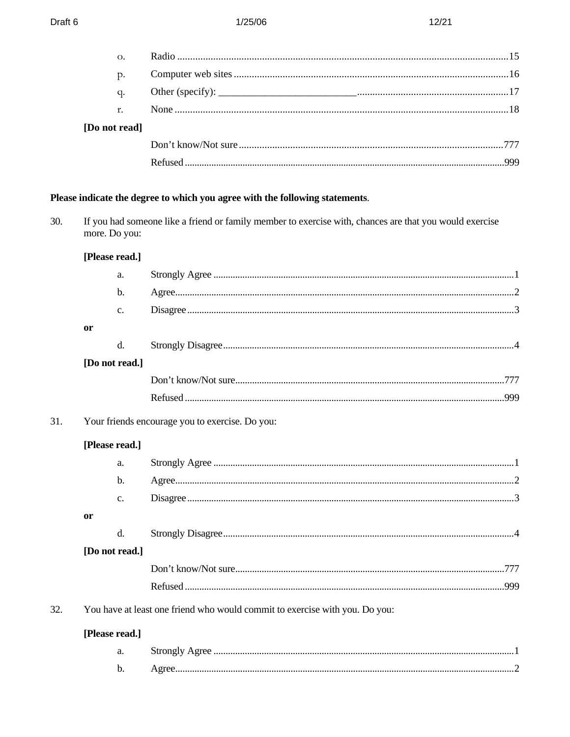o. Radio ....................................................................................................................15

p. Computer web sites ............................................................................................16

q. Other (specify): ___________________________...........................................................17

r. None ......................................................................................................................18

**[Do not read]**

Don't know/Not sure .........................................................................................777

Refused ...................................................................................................................999

**Please indicate the degree to which you agree with the following statements**.

30. If you had someone like a friend or family member to exercise with, chances are that you would exercise more. Do you:

**[Please read.]**

a. Strongly Agree ...........................................................................................................1

b. Agree..........................................................................................................................2

c. Disagree .....................................................................................................................3

**or**

d. Strongly Disagree.......................................................................................................4

**[Do not read.]**

Don't know/Not sure..............................................................................................777

Refused ...................................................................................................................999

31. Your friends encourage you to exercise. Do you:

**[Please read.]**

a. Strongly Agree ...........................................................................................................1

b. Agree..........................................................................................................................2

c. Disagree .....................................................................................................................3

**or**

d. Strongly Disagree.......................................................................................................4

**[Do not read.]**

Don't know/Not sure..............................................................................................777

Refused ...................................................................................................................999

32. You have at least one friend who would commit to exercise with you. Do you:

**[Please read.]**

a. Strongly Agree ...........................................................................................................1

b. Agree..........................................................................................................................2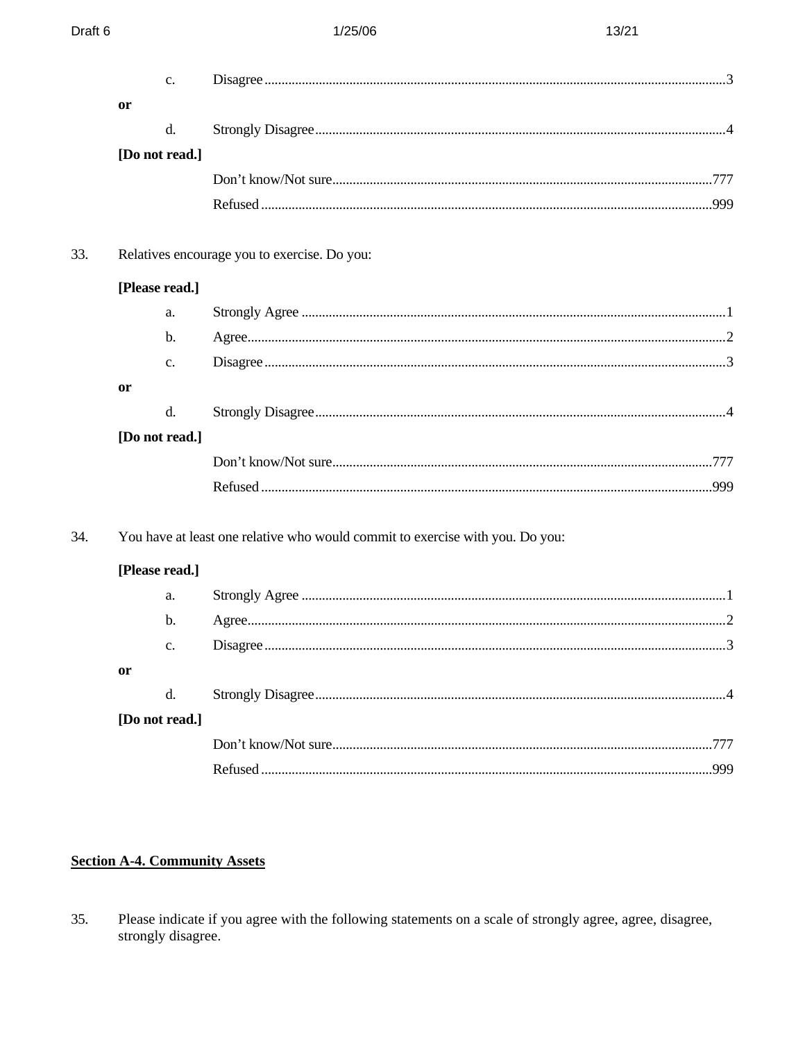c. Disagree ....................................................................................................................3

**or**

d. Strongly Disagree ......................................................................................................4

**[Do not read.]**

Don't know/Not sure ..............................................................................................777

Refused ...................................................................................................................999

33. Relatives encourage you to exercise. Do you:

**[Please read.]**

a. Strongly Agree ..........................................................................................................1

b. Agree.........................................................................................................................2

c. Disagree ....................................................................................................................3

**or**

d. Strongly Disagree ......................................................................................................4

**[Do not read.]**

Don't know/Not sure ..............................................................................................777

Refused ...................................................................................................................999

34. You have at least one relative who would commit to exercise with you. Do you:

**[Please read.]**

a. Strongly Agree ..........................................................................................................1

b. Agree.........................................................................................................................2

c. Disagree ....................................................................................................................3

**or**

d. Strongly Disagree ......................................................................................................4

**[Do not read.]**

Don't know/Not sure ..............................................................................................777

Refused ...................................................................................................................999

## Section A-4. Community Assets

35. Please indicate if you agree with the following statements on a scale of strongly agree, agree, disagree, strongly disagree.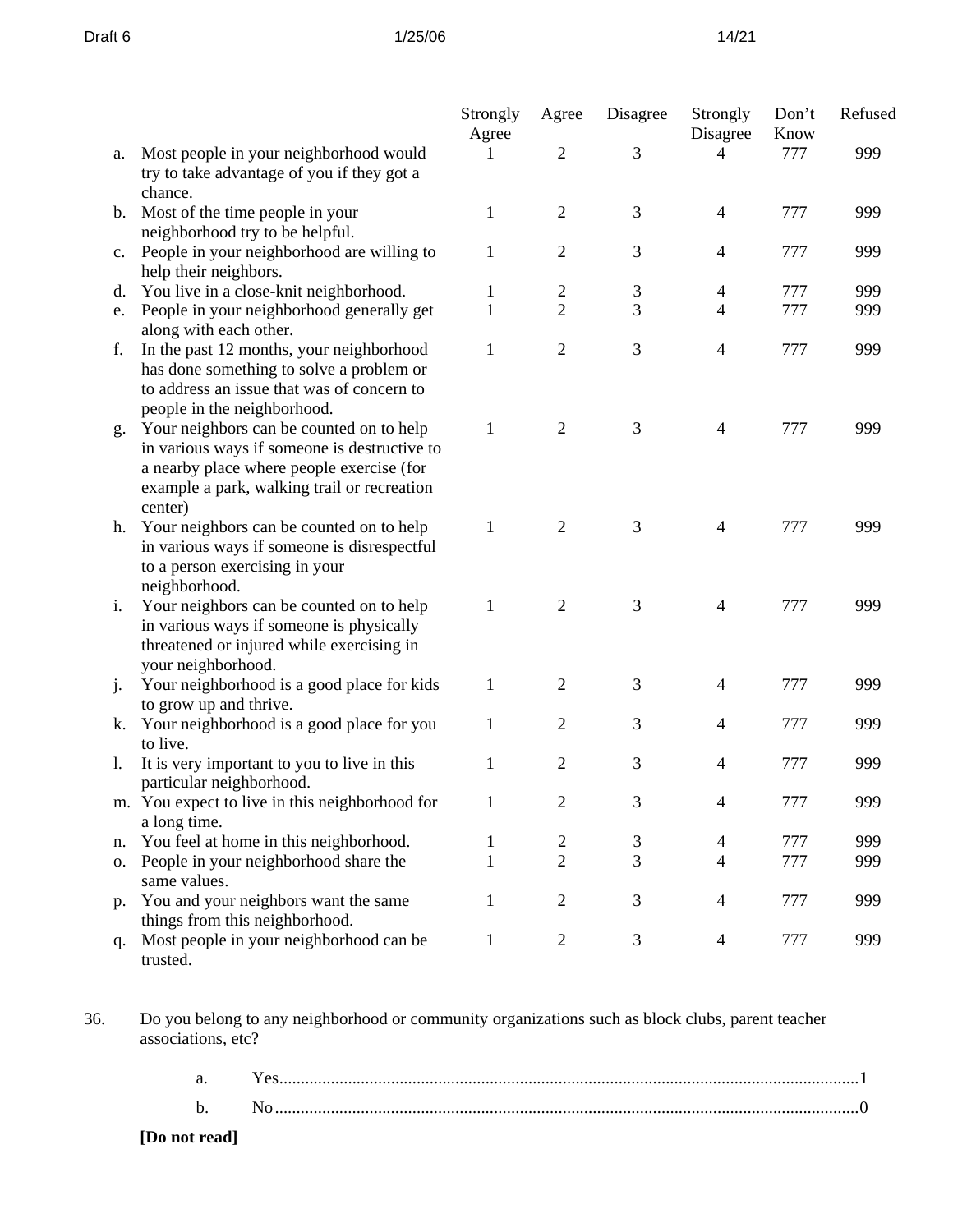| | | Strongly Agree | Agree | Disagree | Strongly Disagree | Don't Know | Refused |
|---|---|---|---|---|---|---|---|
| a. | Most people in your neighborhood would try to take advantage of you if they got a chance. | 1 | 2 | 3 | 4 | 777 | 999 |
| b. | Most of the time people in your neighborhood try to be helpful. | 1 | 2 | 3 | 4 | 777 | 999 |
| c. | People in your neighborhood are willing to help their neighbors. | 1 | 2 | 3 | 4 | 777 | 999 |
| d. | You live in a close-knit neighborhood. | 1 | 2 | 3 | 4 | 777 | 999 |
| e. | People in your neighborhood generally get along with each other. | 1 | 2 | 3 | 4 | 777 | 999 |
| f. | In the past 12 months, your neighborhood has done something to solve a problem or to address an issue that was of concern to people in the neighborhood. | 1 | 2 | 3 | 4 | 777 | 999 |
| g. | Your neighbors can be counted on to help in various ways if someone is destructive to a nearby place where people exercise (for example a park, walking trail or recreation center) | 1 | 2 | 3 | 4 | 777 | 999 |
| h. | Your neighbors can be counted on to help in various ways if someone is disrespectful to a person exercising in your neighborhood. | 1 | 2 | 3 | 4 | 777 | 999 |
| i. | Your neighbors can be counted on to help in various ways if someone is physically threatened or injured while exercising in your neighborhood. | 1 | 2 | 3 | 4 | 777 | 999 |
| j. | Your neighborhood is a good place for kids to grow up and thrive. | 1 | 2 | 3 | 4 | 777 | 999 |
| k. | Your neighborhood is a good place for you to live. | 1 | 2 | 3 | 4 | 777 | 999 |
| l. | It is very important to you to live in this particular neighborhood. | 1 | 2 | 3 | 4 | 777 | 999 |
| m. | You expect to live in this neighborhood for a long time. | 1 | 2 | 3 | 4 | 777 | 999 |
| n. | You feel at home in this neighborhood. | 1 | 2 | 3 | 4 | 777 | 999 |
| o. | People in your neighborhood share the same values. | 1 | 2 | 3 | 4 | 777 | 999 |
| p. | You and your neighbors want the same things from this neighborhood. | 1 | 2 | 3 | 4 | 777 | 999 |
| q. | Most people in your neighborhood can be trusted. | 1 | 2 | 3 | 4 | 777 | 999 |

36. Do you belong to any neighborhood or community organizations such as block clubs, parent teacher associations, etc?

a. Yes....................................................................................................................................1

b. No......................................................................................................................................0

**[Do not read]**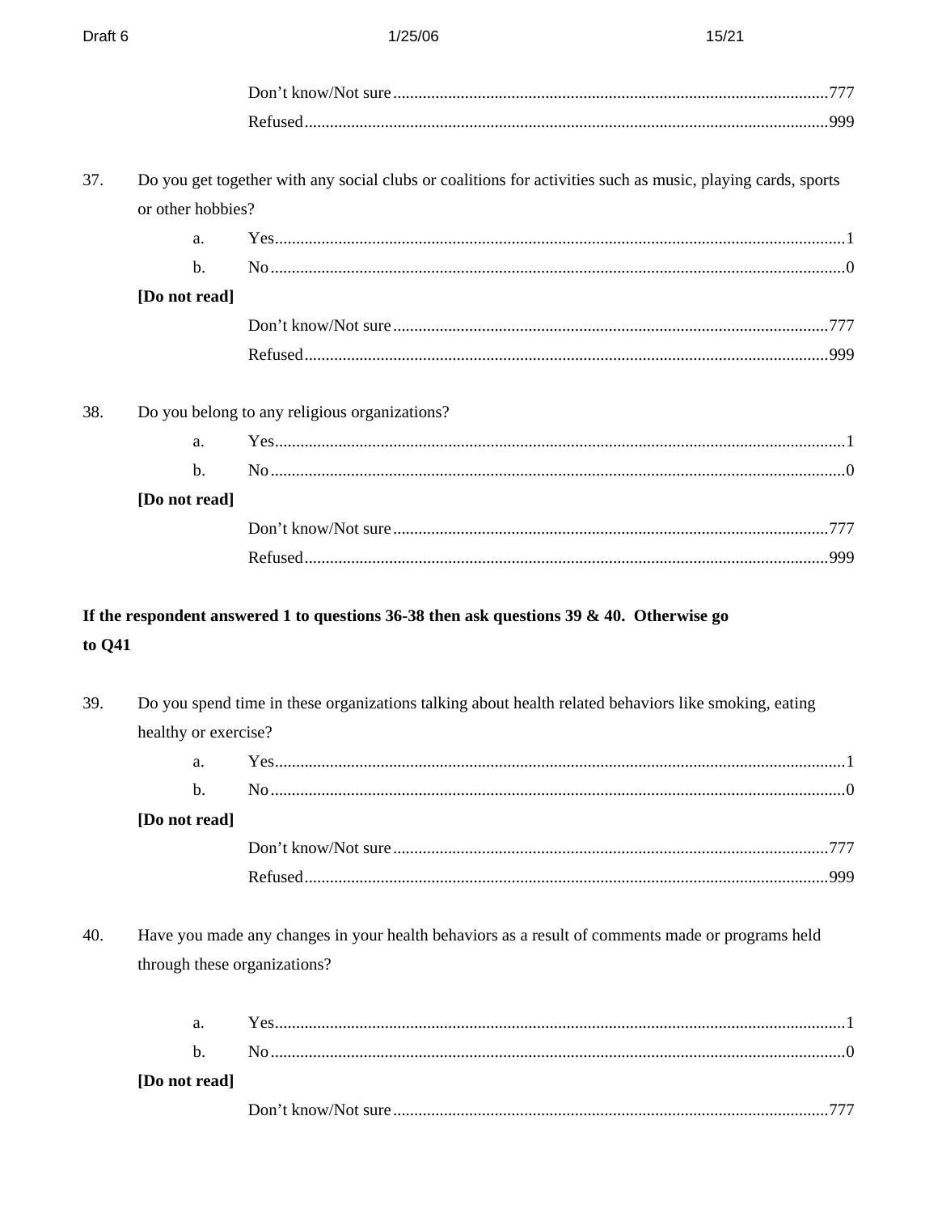Don't know/Not sure ....... 777
Refused ....... 999

37. Do you get together with any social clubs or coalitions for activities such as music, playing cards, sports or other hobbies?

a. Yes ....... 1
b. No ....... 0

**[Do not read]**

Don't know/Not sure ....... 777
Refused ....... 999

38. Do you belong to any religious organizations?

a. Yes ....... 1
b. No ....... 0

**[Do not read]**

Don't know/Not sure ....... 777
Refused ....... 999

**If the respondent answered 1 to questions 36-38 then ask questions 39 & 40. Otherwise go to Q41**

39. Do you spend time in these organizations talking about health related behaviors like smoking, eating healthy or exercise?

a. Yes ....... 1
b. No ....... 0

**[Do not read]**

Don't know/Not sure ....... 777
Refused ....... 999

40. Have you made any changes in your health behaviors as a result of comments made or programs held through these organizations?

a. Yes ....... 1
b. No ....... 0

**[Do not read]**

Don't know/Not sure ....... 777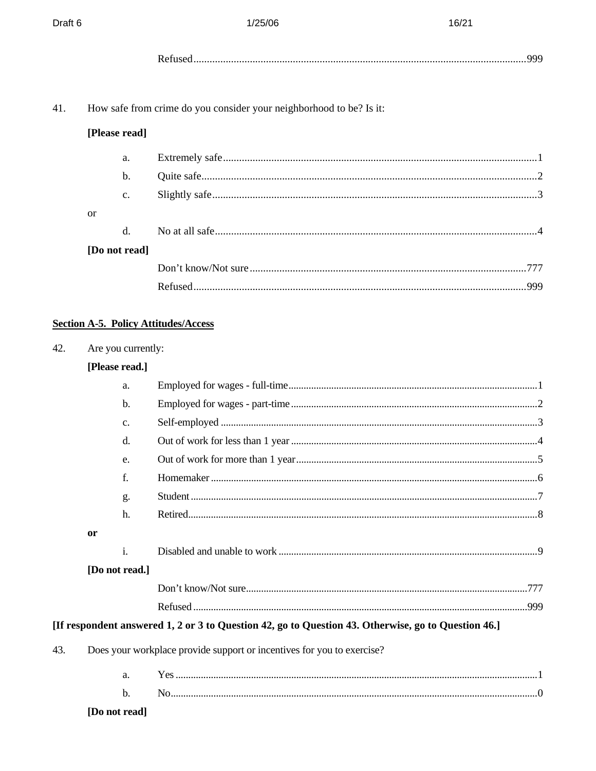Refused..............................................................................................................................999

41. How safe from crime do you consider your neighborhood to be? Is it:

**[Please read]**

- a. Extremely safe.......................................................................................................................1
- b. Quite safe...............................................................................................................................2
- c. Slightly safe...........................................................................................................................3

or

- d. No at all safe..........................................................................................................................4

**[Do not read]**

Don't know/Not sure.......................................................................................................777

Refused..............................................................................................................................999

## Section A-5. Policy Attitudes/Access

42. Are you currently:

**[Please read.]**

- a. Employed for wages - full-time..................................................................................................1
- b. Employed for wages - part-time.................................................................................................2
- c. Self-employed .............................................................................................................................3
- d. Out of work for less than 1 year ................................................................................................4
- e. Out of work for more than 1 year...............................................................................................5
- f. Homemaker ..................................................................................................................................6
- g. Student .........................................................................................................................................7
- h. Retired..........................................................................................................................................8

**or**

- i. Disabled and unable to work ......................................................................................................9

**[Do not read.]**

Don't know/Not sure..............................................................................................................777

Refused ....................................................................................................................................999

**[If respondent answered 1, 2 or 3 to Question 42, go to Question 43. Otherwise, go to Question 46.]**

43. Does your workplace provide support or incentives for you to exercise?

- a. Yes ..............................................................................................................................................1
- b. No................................................................................................................................................0

**[Do not read]**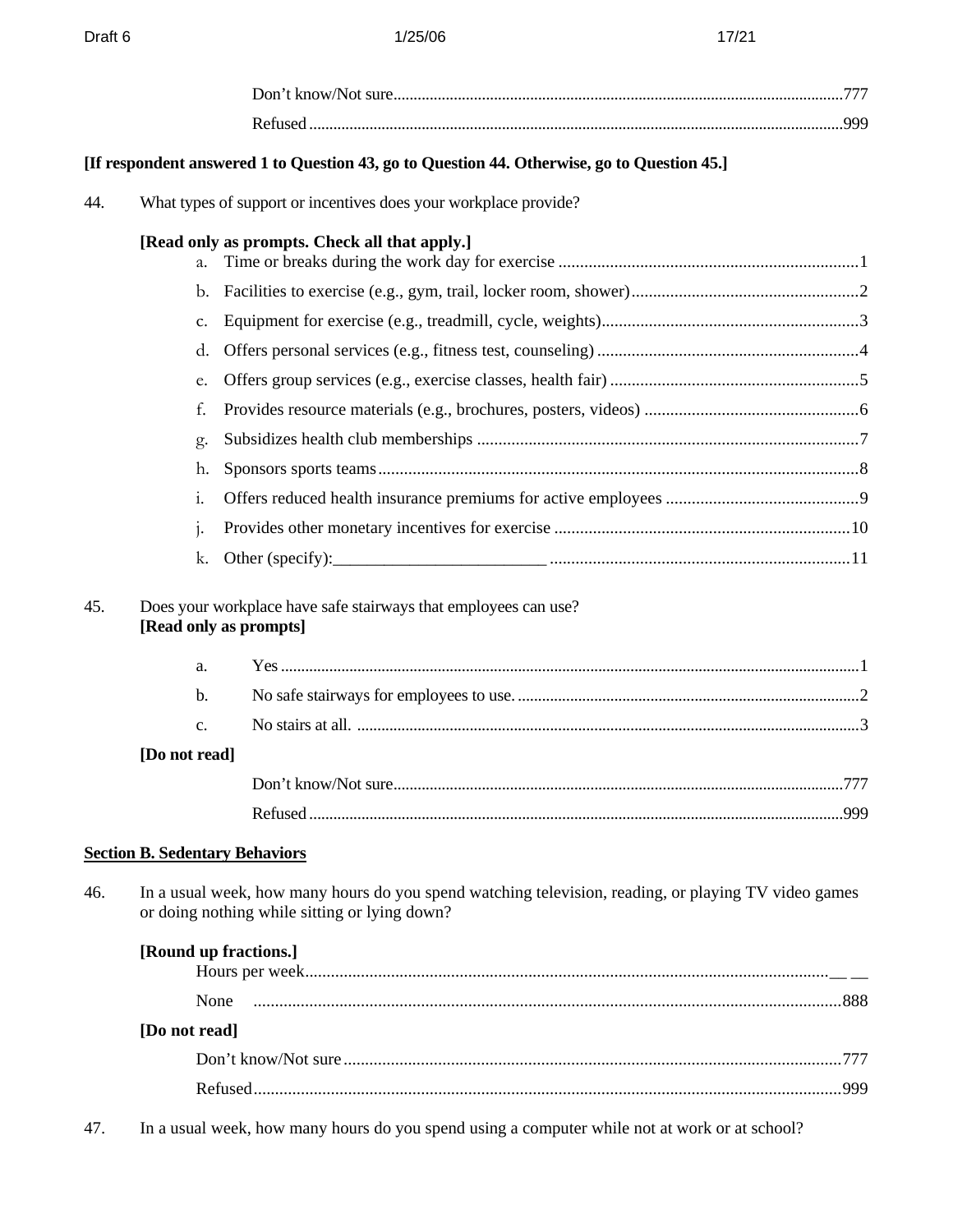Don't know/Not sure.............................................................................................................777

Refused..................................................................................................................................999

**[If respondent answered 1 to Question 43, go to Question 44. Otherwise, go to Question 45.]**

44. What types of support or incentives does your workplace provide?

**[Read only as prompts. Check all that apply.]**

a. Time or breaks during the work day for exercise ......................................................................1

b. Facilities to exercise (e.g., gym, trail, locker room, shower).....................................................2

c. Equipment for exercise (e.g., treadmill, cycle, weights)............................................................3

d. Offers personal services (e.g., fitness test, counseling) .............................................................4

e. Offers group services (e.g., exercise classes, health fair) ..........................................................5

f. Provides resource materials (e.g., brochures, posters, videos) ..................................................6

g. Subsidizes health club memberships .........................................................................................7

h. Sponsors sports teams................................................................................................................8

i. Offers reduced health insurance premiums for active employees .............................................9

j. Provides other monetary incentives for exercise .....................................................................10

k. Other (specify):_________________________ ......................................................................11

45. Does your workplace have safe stairways that employees can use?
**[Read only as prompts]**

a. Yes.............................................................................................................................................1

b. No safe stairways for employees to use. ...................................................................................2

c. No stairs at all. ..........................................................................................................................3

**[Do not read]**

Don't know/Not sure.............................................................................................................777

Refused..................................................................................................................................999

__Section B. Sedentary Behaviors__

46. In a usual week, how many hours do you spend watching television, reading, or playing TV video games or doing nothing while sitting or lying down?

**[Round up fractions.]**

Hours per week...........................................................................................................__ __

None .........................................................................................................................888

**[Do not read]**

Don't know/Not sure.....................................................................................................777

Refused........................................................................................................................999

47. In a usual week, how many hours do you spend using a computer while not at work or at school?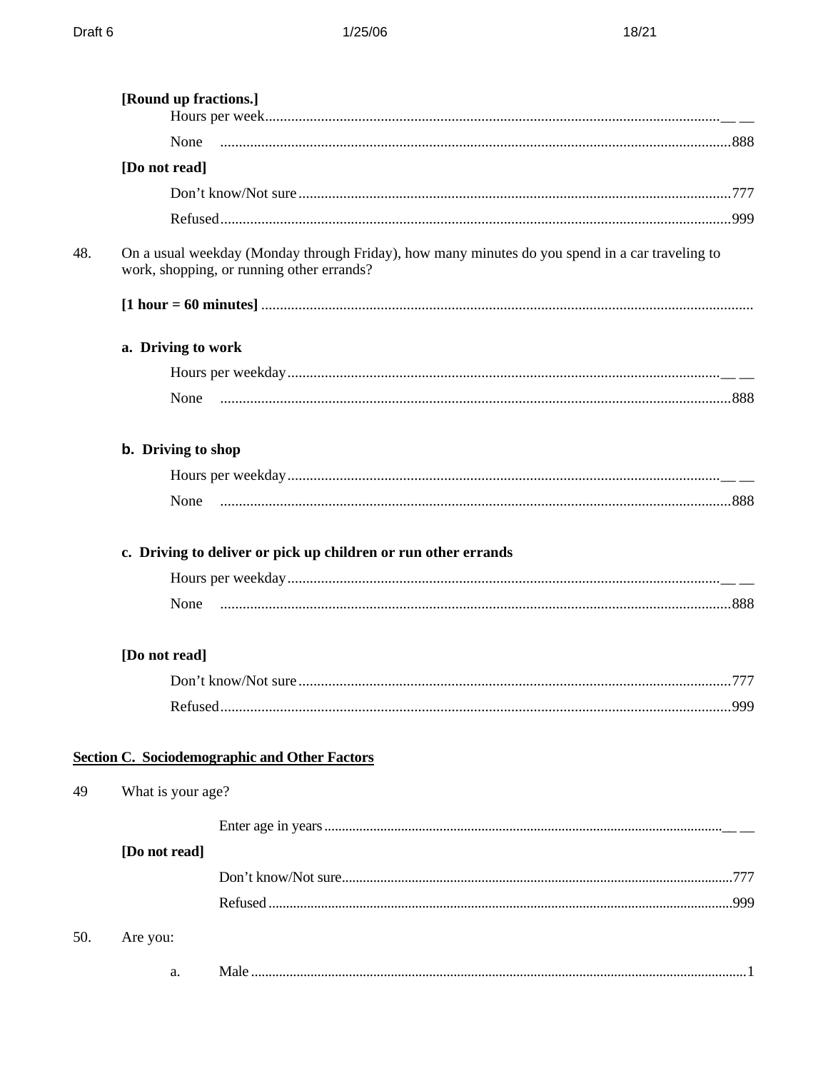**[Round up fractions.]**

Hours per week........................................................................................................................__ __

None ........................................................................................................................888

**[Do not read]**

Don't know/Not sure........................................................................................................777

Refused........................................................................................................................999

48. On a usual weekday (Monday through Friday), how many minutes do you spend in a car traveling to work, shopping, or running other errands?

**[1 hour = 60 minutes]** ........................................................................................................................

**a. Driving to work**

Hours per weekday........................................................................................................__ __

None ........................................................................................................................888

**b. Driving to shop**

Hours per weekday........................................................................................................__ __

None ........................................................................................................................888

**c. Driving to deliver or pick up children or run other errands**

Hours per weekday........................................................................................................__ __

None ........................................................................................................................888

**[Do not read]**

Don't know/Not sure........................................................................................................777

Refused........................................................................................................................999

**Section C. Sociodemographic and Other Factors**

49 What is your age?

Enter age in years........................................................................................................__ __

**[Do not read]**

Don't know/Not sure........................................................................................................777

Refused........................................................................................................................999

50. Are you:

a. Male ........................................................................................................................1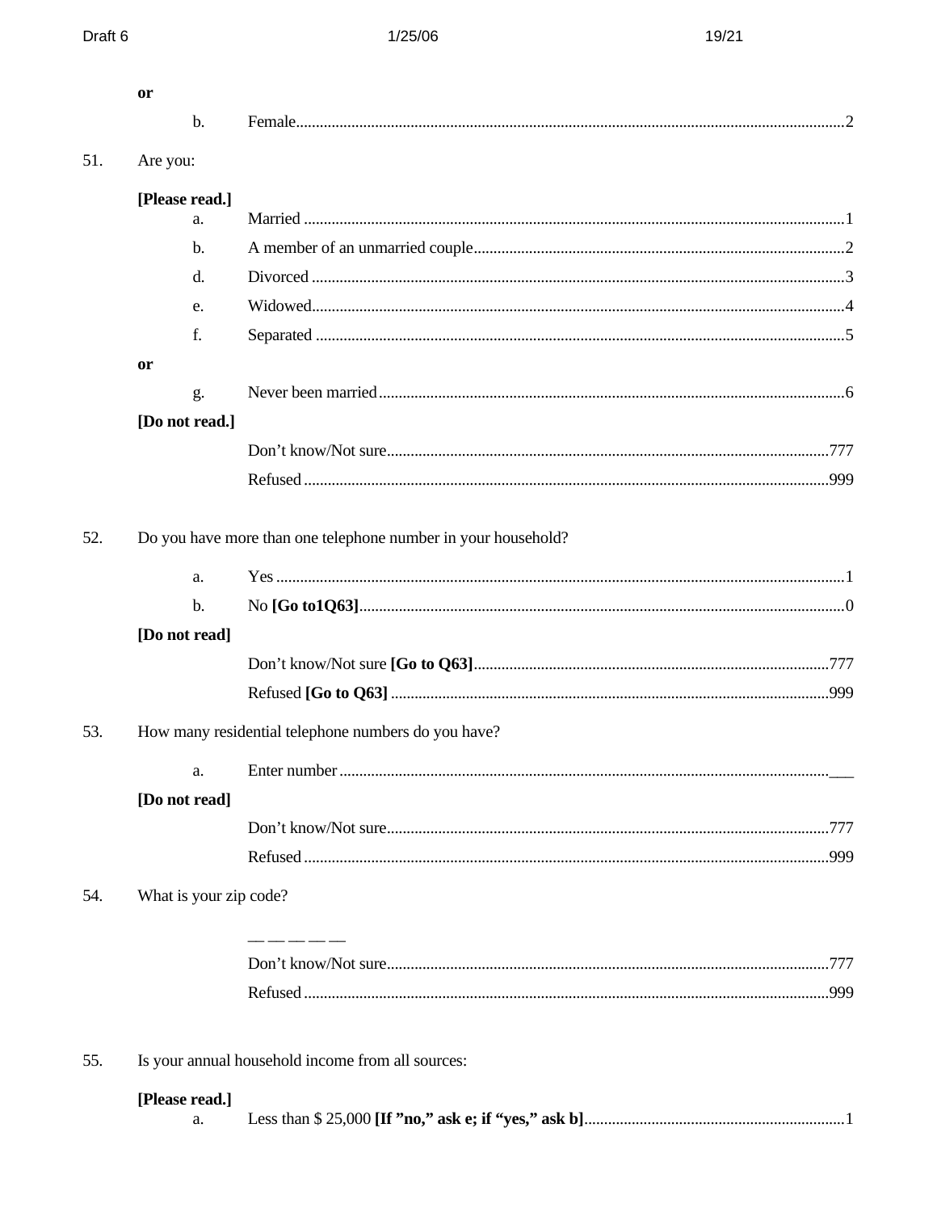**or**

b. Female........................................................................................................................2

51. Are you:

**[Please read.]**

a. Married ........................................................................................................................1

b. A member of an unmarried couple............................................................................2

d. Divorced ......................................................................................................................3

e. Widowed......................................................................................................................4

f. Separated .....................................................................................................................5

**or**

g. Never been married.....................................................................................................6

**[Do not read.]**

Don't know/Not sure...............................................................................................777

Refused ....................................................................................................................999

52. Do you have more than one telephone number in your household?

a. Yes ..............................................................................................................................1

b. No **[Go to1Q63]**.........................................................................................................0

**[Do not read]**

Don't know/Not sure **[Go to Q63]**.........................................................................777

Refused **[Go to Q63]** .............................................................................................999

53. How many residential telephone numbers do you have?

a. Enter number ...........................................................................................................___

**[Do not read]**

Don't know/Not sure...............................................................................................777

Refused ....................................................................................................................999

54. What is your zip code?

— — — — —

Don't know/Not sure...............................................................................................777

Refused ....................................................................................................................999

55. Is your annual household income from all sources:

**[Please read.]**

a. Less than $ 25,000 **[If "no," ask e; if "yes," ask b]**.................................................................1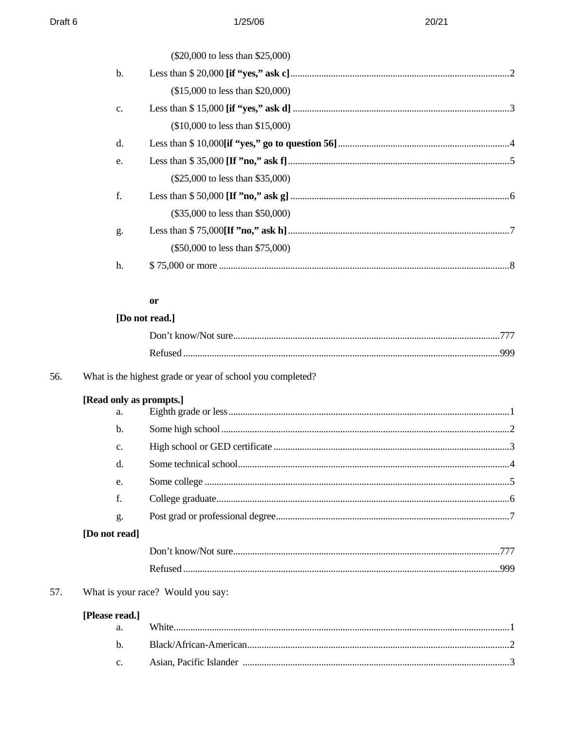($20,000 to less than $25,000)

b. Less than $ 20,000 **[if "yes," ask c]**............................................2

($15,000 to less than $20,000)

c. Less than $ 15,000 **[if "yes," ask d]**............................................3

($10,000 to less than $15,000)

d. Less than $ 10,000**[if "yes," go to question 56]**............................................4

e. Less than $ 35,000 **[If "no," ask f]**............................................5

($25,000 to less than $35,000)

f. Less than $ 50,000 **[If "no," ask g]**............................................6

($35,000 to less than $50,000)

g. Less than $ 75,000**[If "no," ask h]**............................................7

($50,000 to less than $75,000)

h. $ 75,000 or more............................................8

**or**

**[Do not read.]**

Don't know/Not sure............................................777

Refused............................................999

56. What is the highest grade or year of school you completed?

**[Read only as prompts.]**

a. Eighth grade or less............................................1

b. Some high school............................................2

c. High school or GED certificate............................................3

d. Some technical school............................................4

e. Some college............................................5

f. College graduate............................................6

g. Post grad or professional degree............................................7

**[Do not read]**

Don't know/Not sure............................................777

Refused............................................999

57. What is your race? Would you say:

**[Please read.]**

a. White............................................1

b. Black/African-American............................................2

c. Asian, Pacific Islander............................................3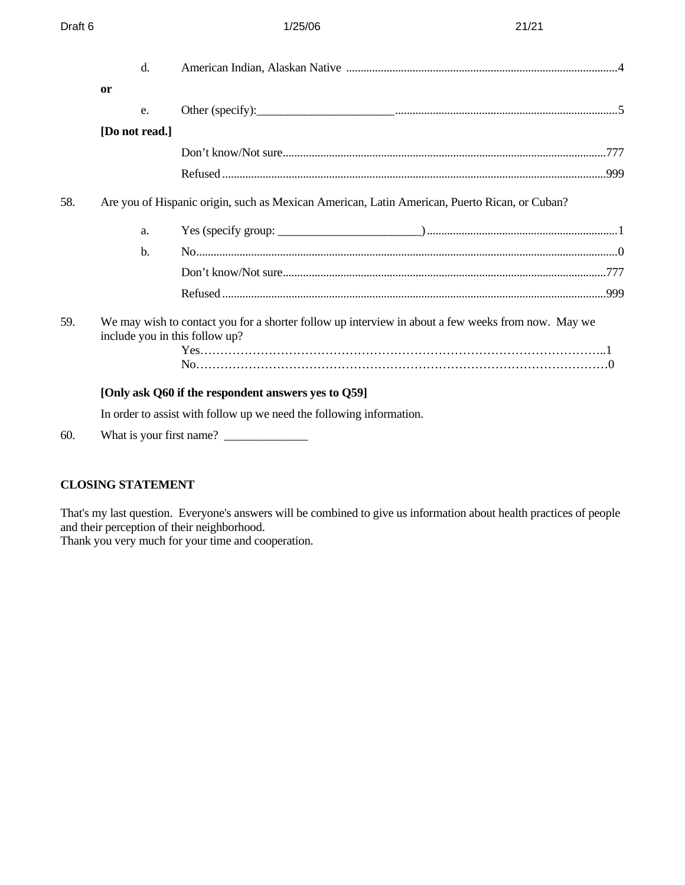d. American Indian, Alaskan Native ............................................................................................4

**or**

e. Other (specify):________________________ ............................................................................5

**[Do not read.]**

Don't know/Not sure...............................................................................................................777

Refused ....................................................................................................................................999

58. Are you of Hispanic origin, such as Mexican American, Latin American, Puerto Rican, or Cuban?

a. Yes (specify group: ________________________) .................................................................1

b. No.................................................................................................................................................0

Don't know/Not sure...............................................................................................................777

Refused ....................................................................................................................................999

59. We may wish to contact you for a shorter follow up interview in about a few weeks from now. May we include you in this follow up?

Yes…………………………………………………………………………………………..1

No…………………………………………………………………………………………0

**[Only ask Q60 if the respondent answers yes to Q59]**

In order to assist with follow up we need the following information.

60. What is your first name? ______________

**CLOSING STATEMENT**

That's my last question. Everyone's answers will be combined to give us information about health practices of people and their perception of their neighborhood.
Thank you very much for your time and cooperation.